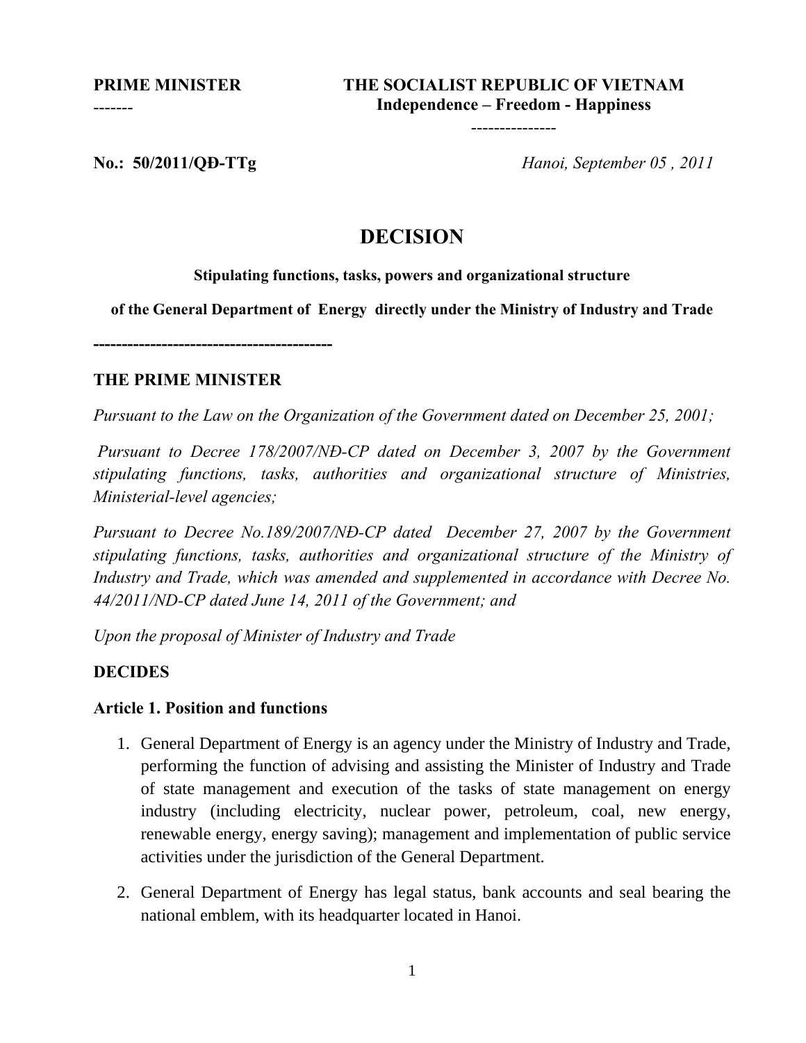**PRIME MINISTER**
-------

**THE SOCIALIST REPUBLIC OF VIETNAM**
**Independence – Freedom - Happiness**
---------------

**No.: 50/2011/QĐ-TTg**

*Hanoi, September 05 , 2011*

# DECISION

**Stipulating functions, tasks, powers and organizational structure**

**of the General Department of Energy directly under the Ministry of Industry and Trade**

-------------------------------------------

**THE PRIME MINISTER**

*Pursuant to the Law on the Organization of the Government dated on December 25, 2001;*

*Pursuant to Decree 178/2007/NĐ-CP dated on December 3, 2007 by the Government stipulating functions, tasks, authorities and organizational structure of Ministries, Ministerial-level agencies;*

*Pursuant to Decree No.189/2007/NĐ-CP dated December 27, 2007 by the Government stipulating functions, tasks, authorities and organizational structure of the Ministry of Industry and Trade, which was amended and supplemented in accordance with Decree No. 44/2011/ND-CP dated June 14, 2011 of the Government; and*

*Upon the proposal of Minister of Industry and Trade*

**DECIDES**

**Article 1. Position and functions**

1. General Department of Energy is an agency under the Ministry of Industry and Trade, performing the function of advising and assisting the Minister of Industry and Trade of state management and execution of the tasks of state management on energy industry (including electricity, nuclear power, petroleum, coal, new energy, renewable energy, energy saving); management and implementation of public service activities under the jurisdiction of the General Department.

2. General Department of Energy has legal status, bank accounts and seal bearing the national emblem, with its headquarter located in Hanoi.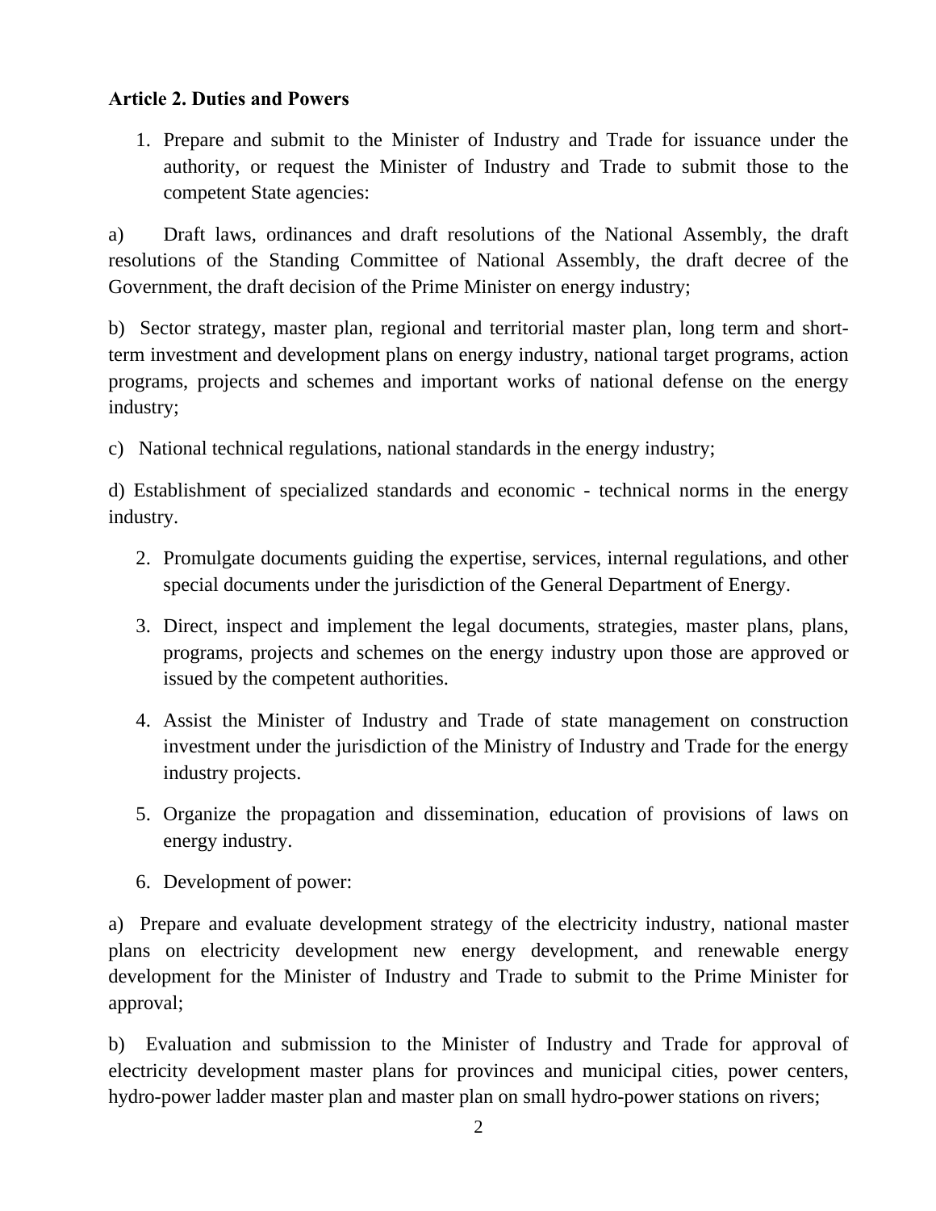**Article 2. Duties and Powers**

1. Prepare and submit to the Minister of Industry and Trade for issuance under the authority, or request the Minister of Industry and Trade to submit those to the competent State agencies:

a) Draft laws, ordinances and draft resolutions of the National Assembly, the draft resolutions of the Standing Committee of National Assembly, the draft decree of the Government, the draft decision of the Prime Minister on energy industry;

b) Sector strategy, master plan, regional and territorial master plan, long term and short-term investment and development plans on energy industry, national target programs, action programs, projects and schemes and important works of national defense on the energy industry;

c) National technical regulations, national standards in the energy industry;

d) Establishment of specialized standards and economic - technical norms in the energy industry.

2. Promulgate documents guiding the expertise, services, internal regulations, and other special documents under the jurisdiction of the General Department of Energy.

3. Direct, inspect and implement the legal documents, strategies, master plans, plans, programs, projects and schemes on the energy industry upon those are approved or issued by the competent authorities.

4. Assist the Minister of Industry and Trade of state management on construction investment under the jurisdiction of the Ministry of Industry and Trade for the energy industry projects.

5. Organize the propagation and dissemination, education of provisions of laws on energy industry.

6. Development of power:

a) Prepare and evaluate development strategy of the electricity industry, national master plans on electricity development new energy development, and renewable energy development for the Minister of Industry and Trade to submit to the Prime Minister for approval;

b) Evaluation and submission to the Minister of Industry and Trade for approval of electricity development master plans for provinces and municipal cities, power centers, hydro-power ladder master plan and master plan on small hydro-power stations on rivers;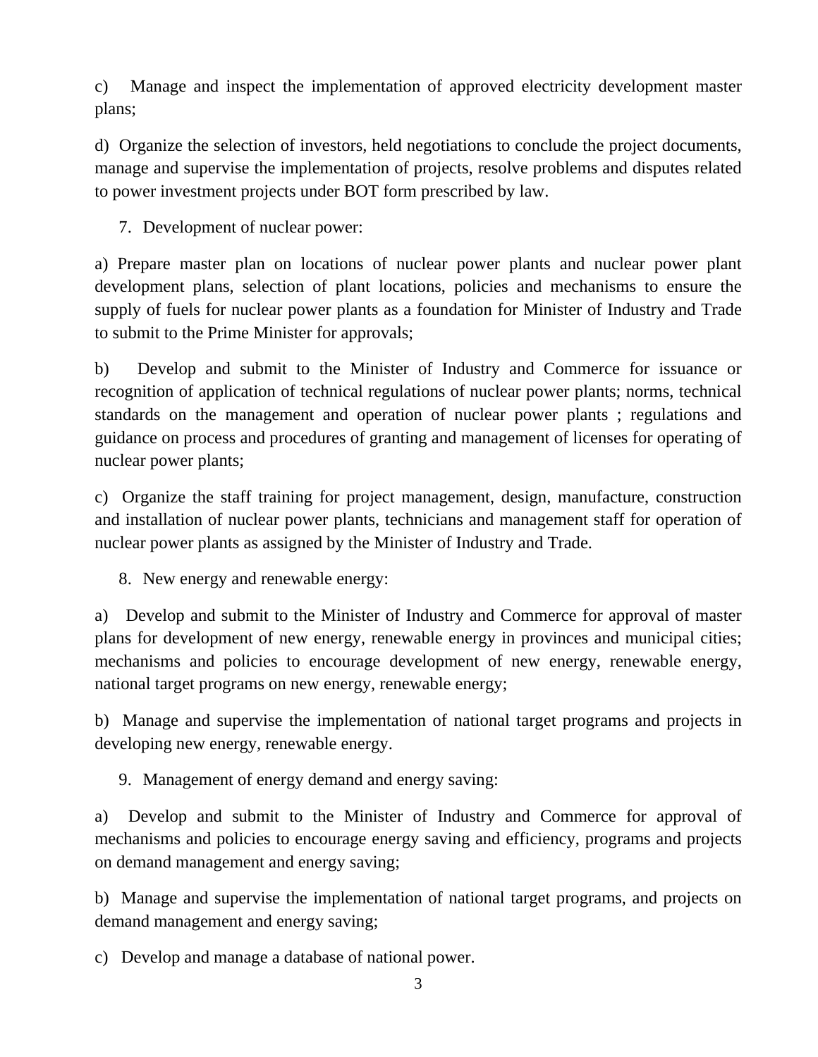c) Manage and inspect the implementation of approved electricity development master plans;

d) Organize the selection of investors, held negotiations to conclude the project documents, manage and supervise the implementation of projects, resolve problems and disputes related to power investment projects under BOT form prescribed by law.

7. Development of nuclear power:

a) Prepare master plan on locations of nuclear power plants and nuclear power plant development plans, selection of plant locations, policies and mechanisms to ensure the supply of fuels for nuclear power plants as a foundation for Minister of Industry and Trade to submit to the Prime Minister for approvals;

b) Develop and submit to the Minister of Industry and Commerce for issuance or recognition of application of technical regulations of nuclear power plants; norms, technical standards on the management and operation of nuclear power plants ; regulations and guidance on process and procedures of granting and management of licenses for operating of nuclear power plants;

c) Organize the staff training for project management, design, manufacture, construction and installation of nuclear power plants, technicians and management staff for operation of nuclear power plants as assigned by the Minister of Industry and Trade.

8. New energy and renewable energy:

a) Develop and submit to the Minister of Industry and Commerce for approval of master plans for development of new energy, renewable energy in provinces and municipal cities; mechanisms and policies to encourage development of new energy, renewable energy, national target programs on new energy, renewable energy;

b) Manage and supervise the implementation of national target programs and projects in developing new energy, renewable energy.

9. Management of energy demand and energy saving:

a) Develop and submit to the Minister of Industry and Commerce for approval of mechanisms and policies to encourage energy saving and efficiency, programs and projects on demand management and energy saving;

b) Manage and supervise the implementation of national target programs, and projects on demand management and energy saving;

c) Develop and manage a database of national power.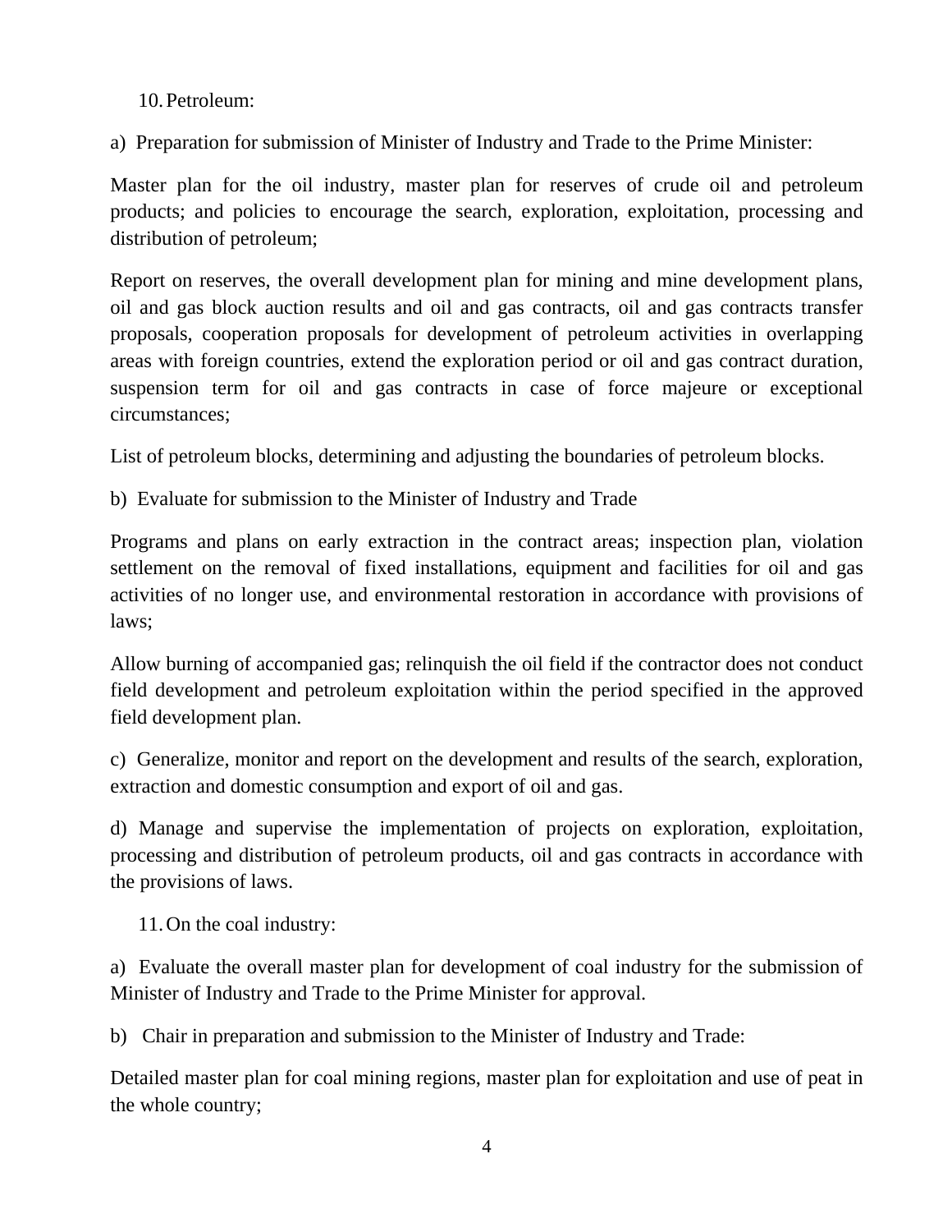10. Petroleum:

a) Preparation for submission of Minister of Industry and Trade to the Prime Minister:

Master plan for the oil industry, master plan for reserves of crude oil and petroleum products; and policies to encourage the search, exploration, exploitation, processing and distribution of petroleum;

Report on reserves, the overall development plan for mining and mine development plans, oil and gas block auction results and oil and gas contracts, oil and gas contracts transfer proposals, cooperation proposals for development of petroleum activities in overlapping areas with foreign countries, extend the exploration period or oil and gas contract duration, suspension term for oil and gas contracts in case of force majeure or exceptional circumstances;

List of petroleum blocks, determining and adjusting the boundaries of petroleum blocks.

b) Evaluate for submission to the Minister of Industry and Trade

Programs and plans on early extraction in the contract areas; inspection plan, violation settlement on the removal of fixed installations, equipment and facilities for oil and gas activities of no longer use, and environmental restoration in accordance with provisions of laws;

Allow burning of accompanied gas; relinquish the oil field if the contractor does not conduct field development and petroleum exploitation within the period specified in the approved field development plan.

c) Generalize, monitor and report on the development and results of the search, exploration, extraction and domestic consumption and export of oil and gas.

d) Manage and supervise the implementation of projects on exploration, exploitation, processing and distribution of petroleum products, oil and gas contracts in accordance with the provisions of laws.

11. On the coal industry:

a) Evaluate the overall master plan for development of coal industry for the submission of Minister of Industry and Trade to the Prime Minister for approval.

b) Chair in preparation and submission to the Minister of Industry and Trade:

Detailed master plan for coal mining regions, master plan for exploitation and use of peat in the whole country;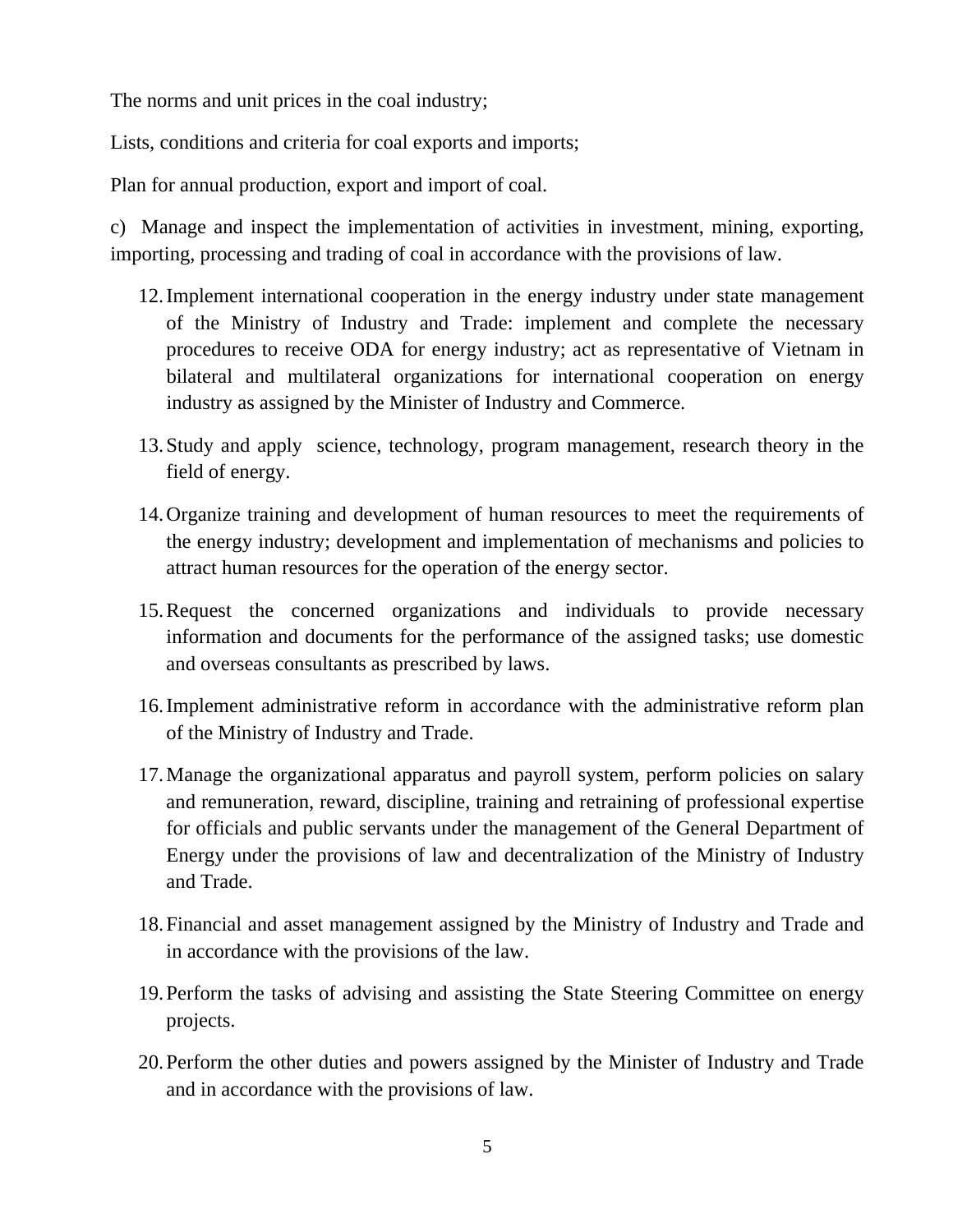The norms and unit prices in the coal industry;

Lists, conditions and criteria for coal exports and imports;

Plan for annual production, export and import of coal.

c) Manage and inspect the implementation of activities in investment, mining, exporting, importing, processing and trading of coal in accordance with the provisions of law.

12. Implement international cooperation in the energy industry under state management of the Ministry of Industry and Trade: implement and complete the necessary procedures to receive ODA for energy industry; act as representative of Vietnam in bilateral and multilateral organizations for international cooperation on energy industry as assigned by the Minister of Industry and Commerce.

13. Study and apply science, technology, program management, research theory in the field of energy.

14. Organize training and development of human resources to meet the requirements of the energy industry; development and implementation of mechanisms and policies to attract human resources for the operation of the energy sector.

15. Request the concerned organizations and individuals to provide necessary information and documents for the performance of the assigned tasks; use domestic and overseas consultants as prescribed by laws.

16. Implement administrative reform in accordance with the administrative reform plan of the Ministry of Industry and Trade.

17. Manage the organizational apparatus and payroll system, perform policies on salary and remuneration, reward, discipline, training and retraining of professional expertise for officials and public servants under the management of the General Department of Energy under the provisions of law and decentralization of the Ministry of Industry and Trade.

18. Financial and asset management assigned by the Ministry of Industry and Trade and in accordance with the provisions of the law.

19. Perform the tasks of advising and assisting the State Steering Committee on energy projects.

20. Perform the other duties and powers assigned by the Minister of Industry and Trade and in accordance with the provisions of law.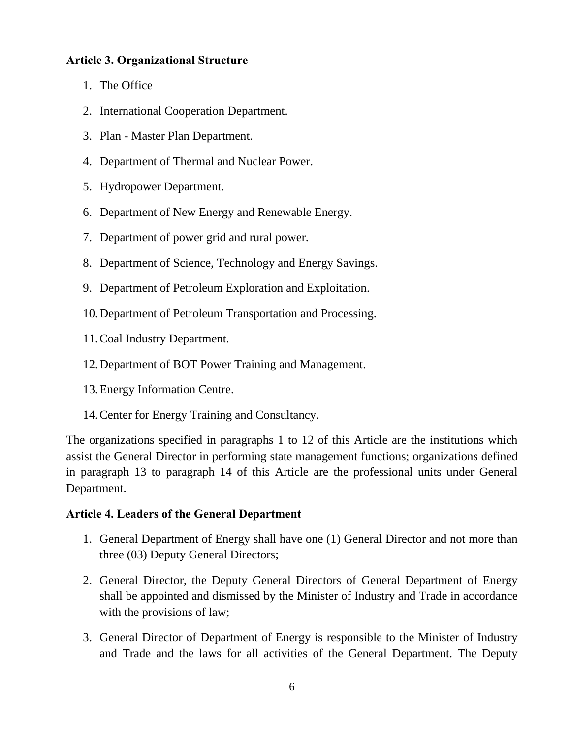**Article 3. Organizational Structure**

1. The Office
2. International Cooperation Department.
3. Plan - Master Plan Department.
4. Department of Thermal and Nuclear Power.
5. Hydropower Department.
6. Department of New Energy and Renewable Energy.
7. Department of power grid and rural power.
8. Department of Science, Technology and Energy Savings.
9. Department of Petroleum Exploration and Exploitation.
10. Department of Petroleum Transportation and Processing.
11. Coal Industry Department.
12. Department of BOT Power Training and Management.
13. Energy Information Centre.
14. Center for Energy Training and Consultancy.

The organizations specified in paragraphs 1 to 12 of this Article are the institutions which assist the General Director in performing state management functions; organizations defined in paragraph 13 to paragraph 14 of this Article are the professional units under General Department.

**Article 4. Leaders of the General Department**

1. General Department of Energy shall have one (1) General Director and not more than three (03) Deputy General Directors;
2. General Director, the Deputy General Directors of General Department of Energy shall be appointed and dismissed by the Minister of Industry and Trade in accordance with the provisions of law;
3. General Director of Department of Energy is responsible to the Minister of Industry and Trade and the laws for all activities of the General Department. The Deputy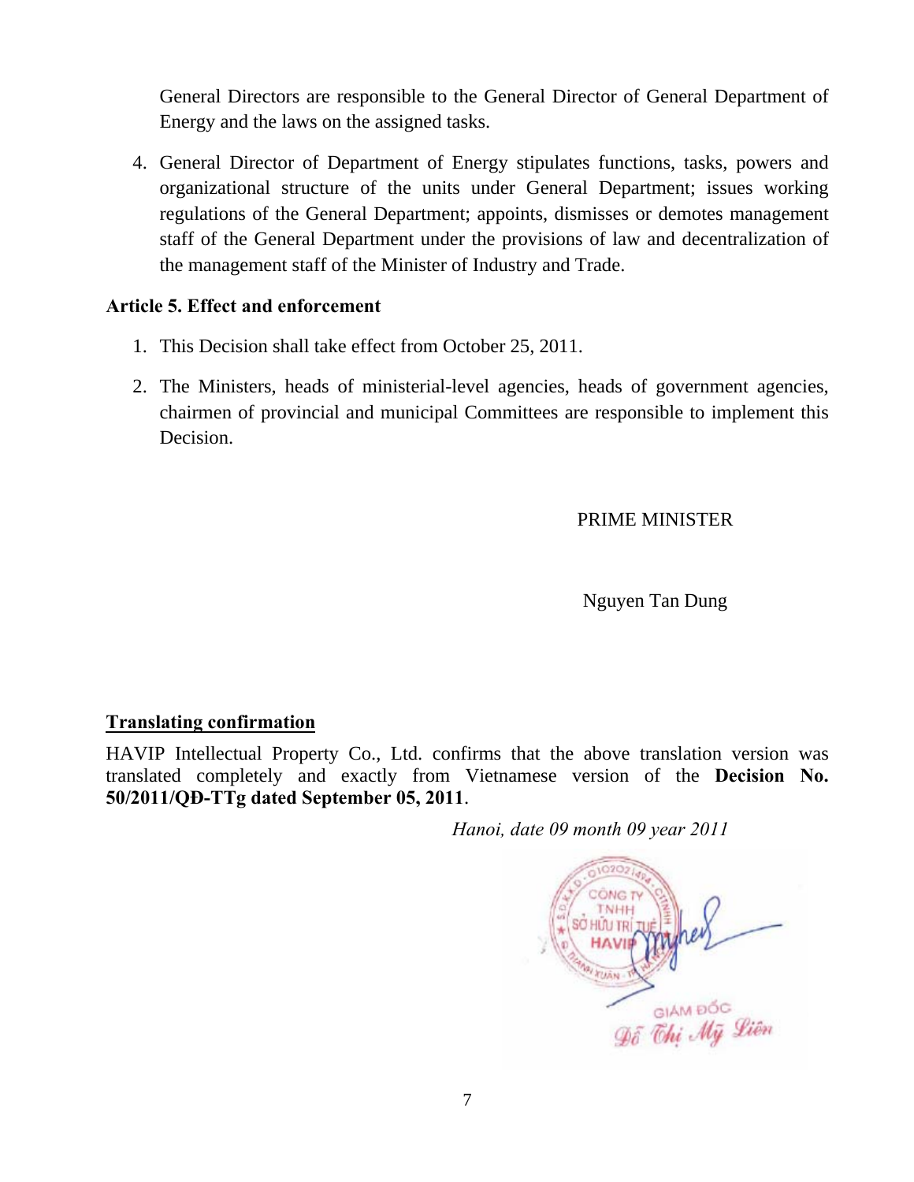General Directors are responsible to the General Director of General Department of Energy and the laws on the assigned tasks.

4. General Director of Department of Energy stipulates functions, tasks, powers and organizational structure of the units under General Department; issues working regulations of the General Department; appoints, dismisses or demotes management staff of the General Department under the provisions of law and decentralization of the management staff of the Minister of Industry and Trade.

**Article 5. Effect and enforcement**

1. This Decision shall take effect from October 25, 2011.
2. The Ministers, heads of ministerial-level agencies, heads of government agencies, chairmen of provincial and municipal Committees are responsible to implement this Decision.

PRIME MINISTER

Nguyen Tan Dung

<u>**Translating confirmation**</u>

HAVIP Intellectual Property Co., Ltd. confirms that the above translation version was translated completely and exactly from Vietnamese version of the **Decision No. 50/2011/QĐ-TTg dated September 05, 2011**.

*Hanoi, date 09 month 09 year 2011*

CÔNG TY TNHH SỞ HỮU TRÍ TUỆ HAVIP

GIÁM ĐỐC

Đỗ Thị Mỹ Liên